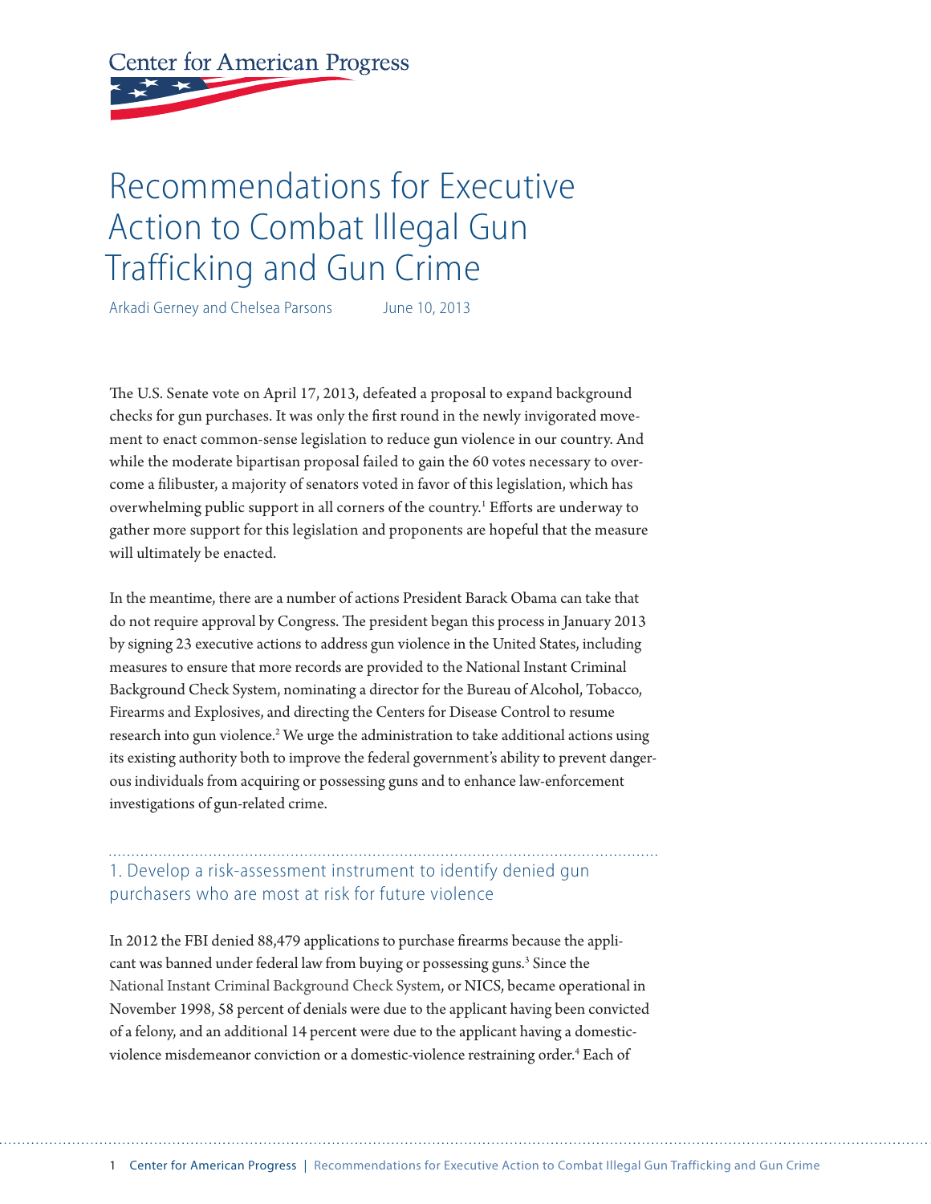Center for American Progress

# Recommendations for Executive Action to Combat Illegal Gun Trafficking and Gun Crime

Arkadi Gerney and Chelsea Parsons June 10, 2013

The U.S. Senate vote on April 17, 2013, defeated a proposal to expand background checks for gun purchases. It was only the first round in the newly invigorated movement to enact common-sense legislation to reduce gun violence in our country. And while the moderate bipartisan proposal failed to gain the 60 votes necessary to overcome a filibuster, a majority of senators voted in favor of this legislation, which has overwhelming public support in all corners of the country.[1] Efforts are underway to gather more support for this legislation and proponents are hopeful that the measure will ultimately be enacted.

In the meantime, there are a number of actions President Barack Obama can take that do not require approval by Congress. The president began this process in January 2013 by signing 23 executive actions to address gun violence in the United States, including measures to ensure that more records are provided to the National Instant Criminal Background Check System, nominating a director for the Bureau of Alcohol, Tobacco, Firearms and Explosives, and directing the Centers for Disease Control to resume research into gun violence.[2] We urge the administration to take additional actions using its existing authority both to improve the federal government's ability to prevent dangerous individuals from acquiring or possessing guns and to enhance law-enforcement investigations of gun-related crime.

## 1. Develop a risk-assessment instrument to identify denied gun purchasers who are most at risk for future violence

In 2012 the FBI denied 88,479 applications to purchase firearms because the applicant was banned under federal law from buying or possessing guns.[3] Since the National Instant Criminal Background Check System, or NICS, became operational in November 1998, 58 percent of denials were due to the applicant having been convicted of a felony, and an additional 14 percent were due to the applicant having a domestic-violence misdemeanor conviction or a domestic-violence restraining order.[4] Each of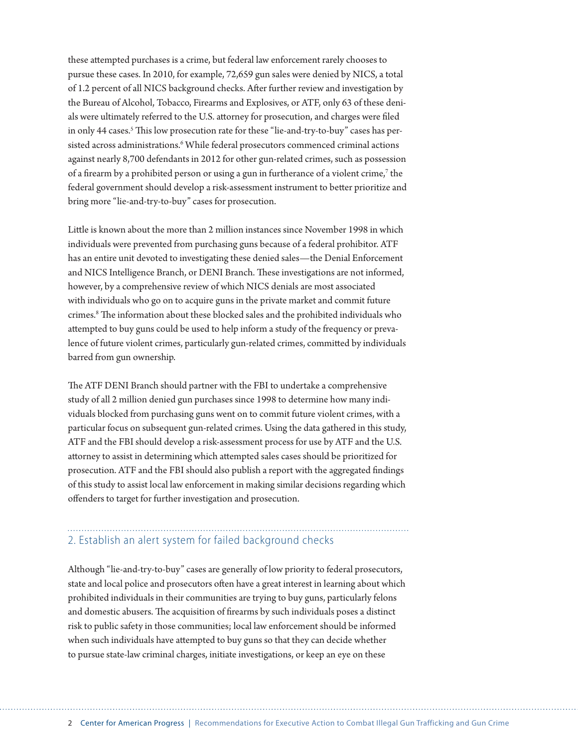these attempted purchases is a crime, but federal law enforcement rarely chooses to pursue these cases. In 2010, for example, 72,659 gun sales were denied by NICS, a total of 1.2 percent of all NICS background checks. After further review and investigation by the Bureau of Alcohol, Tobacco, Firearms and Explosives, or ATF, only 63 of these denials were ultimately referred to the U.S. attorney for prosecution, and charges were filed in only 44 cases.[5] This low prosecution rate for these "lie-and-try-to-buy" cases has persisted across administrations.[6] While federal prosecutors commenced criminal actions against nearly 8,700 defendants in 2012 for other gun-related crimes, such as possession of a firearm by a prohibited person or using a gun in furtherance of a violent crime,[7] the federal government should develop a risk-assessment instrument to better prioritize and bring more "lie-and-try-to-buy" cases for prosecution.

Little is known about the more than 2 million instances since November 1998 in which individuals were prevented from purchasing guns because of a federal prohibitor. ATF has an entire unit devoted to investigating these denied sales—the Denial Enforcement and NICS Intelligence Branch, or DENI Branch. These investigations are not informed, however, by a comprehensive review of which NICS denials are most associated with individuals who go on to acquire guns in the private market and commit future crimes.[8] The information about these blocked sales and the prohibited individuals who attempted to buy guns could be used to help inform a study of the frequency or prevalence of future violent crimes, particularly gun-related crimes, committed by individuals barred from gun ownership.

The ATF DENI Branch should partner with the FBI to undertake a comprehensive study of all 2 million denied gun purchases since 1998 to determine how many individuals blocked from purchasing guns went on to commit future violent crimes, with a particular focus on subsequent gun-related crimes. Using the data gathered in this study, ATF and the FBI should develop a risk-assessment process for use by ATF and the U.S. attorney to assist in determining which attempted sales cases should be prioritized for prosecution. ATF and the FBI should also publish a report with the aggregated findings of this study to assist local law enforcement in making similar decisions regarding which offenders to target for further investigation and prosecution.

## 2. Establish an alert system for failed background checks

Although "lie-and-try-to-buy" cases are generally of low priority to federal prosecutors, state and local police and prosecutors often have a great interest in learning about which prohibited individuals in their communities are trying to buy guns, particularly felons and domestic abusers. The acquisition of firearms by such individuals poses a distinct risk to public safety in those communities; local law enforcement should be informed when such individuals have attempted to buy guns so that they can decide whether to pursue state-law criminal charges, initiate investigations, or keep an eye on these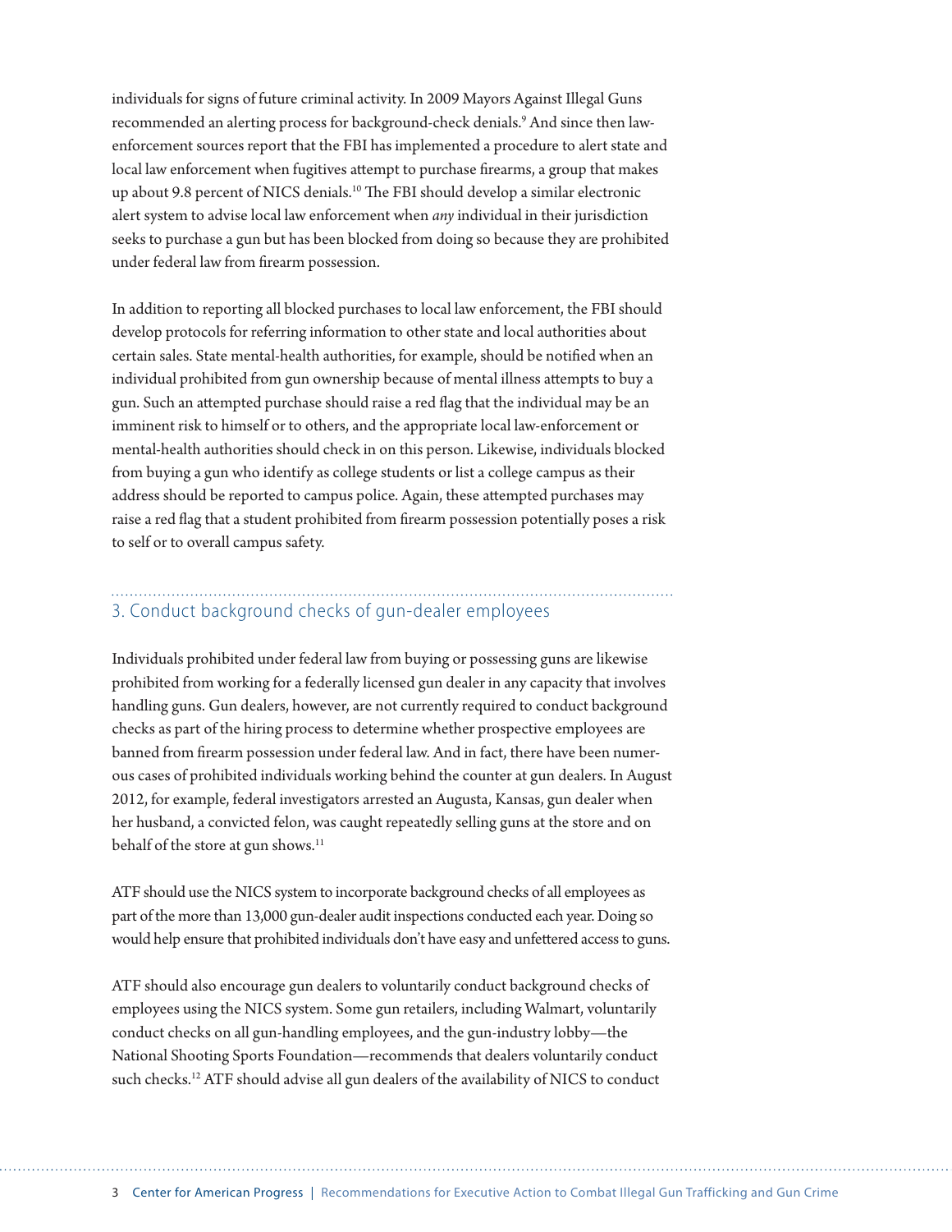individuals for signs of future criminal activity. In 2009 Mayors Against Illegal Guns recommended an alerting process for background-check denials.[9] And since then law-enforcement sources report that the FBI has implemented a procedure to alert state and local law enforcement when fugitives attempt to purchase firearms, a group that makes up about 9.8 percent of NICS denials.[10] The FBI should develop a similar electronic alert system to advise local law enforcement when *any* individual in their jurisdiction seeks to purchase a gun but has been blocked from doing so because they are prohibited under federal law from firearm possession.

In addition to reporting all blocked purchases to local law enforcement, the FBI should develop protocols for referring information to other state and local authorities about certain sales. State mental-health authorities, for example, should be notified when an individual prohibited from gun ownership because of mental illness attempts to buy a gun. Such an attempted purchase should raise a red flag that the individual may be an imminent risk to himself or to others, and the appropriate local law-enforcement or mental-health authorities should check in on this person. Likewise, individuals blocked from buying a gun who identify as college students or list a college campus as their address should be reported to campus police. Again, these attempted purchases may raise a red flag that a student prohibited from firearm possession potentially poses a risk to self or to overall campus safety.

## 3. Conduct background checks of gun-dealer employees

Individuals prohibited under federal law from buying or possessing guns are likewise prohibited from working for a federally licensed gun dealer in any capacity that involves handling guns. Gun dealers, however, are not currently required to conduct background checks as part of the hiring process to determine whether prospective employees are banned from firearm possession under federal law. And in fact, there have been numerous cases of prohibited individuals working behind the counter at gun dealers. In August 2012, for example, federal investigators arrested an Augusta, Kansas, gun dealer when her husband, a convicted felon, was caught repeatedly selling guns at the store and on behalf of the store at gun shows.[11]

ATF should use the NICS system to incorporate background checks of all employees as part of the more than 13,000 gun-dealer audit inspections conducted each year. Doing so would help ensure that prohibited individuals don't have easy and unfettered access to guns.

ATF should also encourage gun dealers to voluntarily conduct background checks of employees using the NICS system. Some gun retailers, including Walmart, voluntarily conduct checks on all gun-handling employees, and the gun-industry lobby—the National Shooting Sports Foundation—recommends that dealers voluntarily conduct such checks.[12] ATF should advise all gun dealers of the availability of NICS to conduct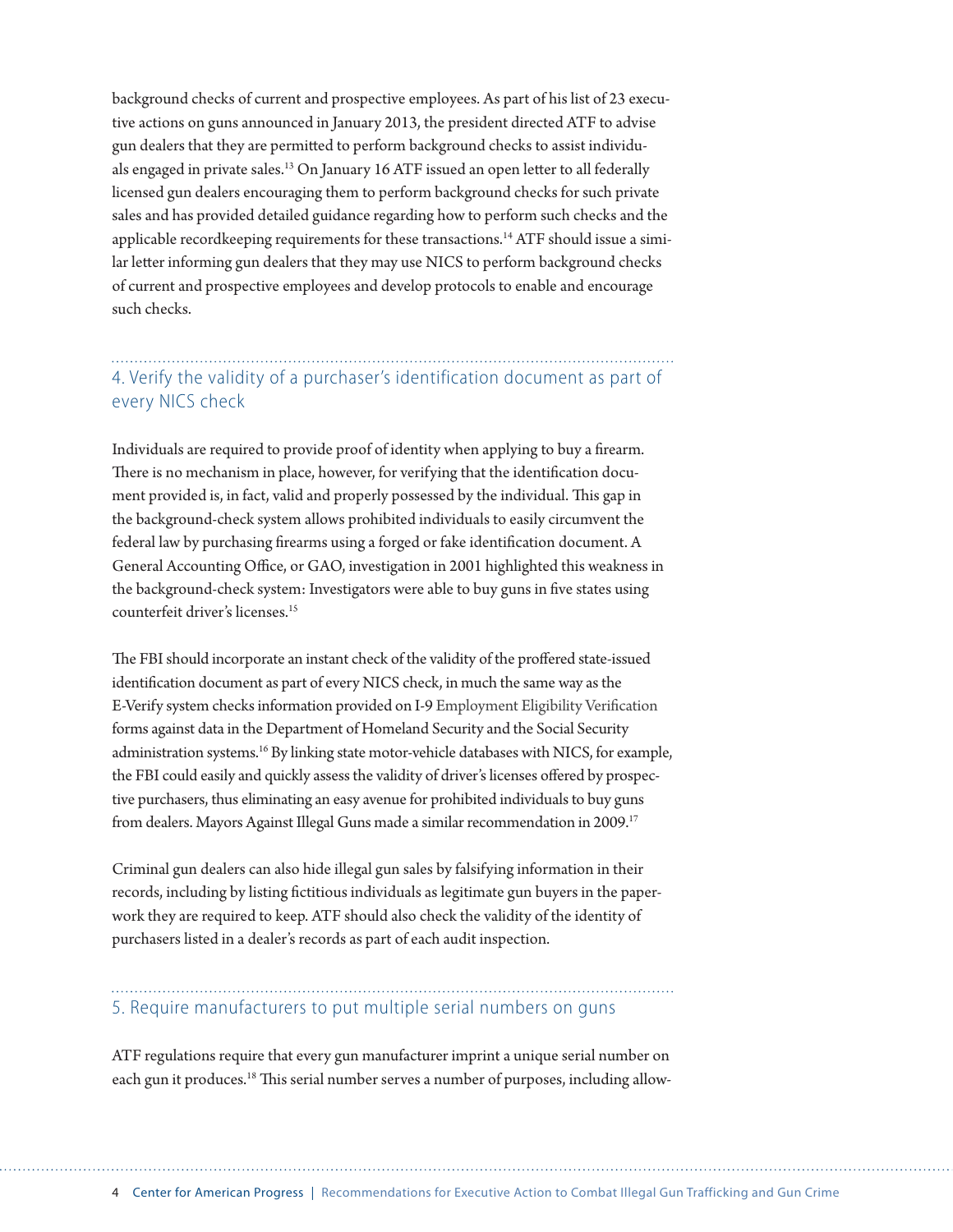background checks of current and prospective employees. As part of his list of 23 executive actions on guns announced in January 2013, the president directed ATF to advise gun dealers that they are permitted to perform background checks to assist individuals engaged in private sales.[13] On January 16 ATF issued an open letter to all federally licensed gun dealers encouraging them to perform background checks for such private sales and has provided detailed guidance regarding how to perform such checks and the applicable recordkeeping requirements for these transactions.[14] ATF should issue a similar letter informing gun dealers that they may use NICS to perform background checks of current and prospective employees and develop protocols to enable and encourage such checks.

## 4. Verify the validity of a purchaser's identification document as part of every NICS check

Individuals are required to provide proof of identity when applying to buy a firearm. There is no mechanism in place, however, for verifying that the identification document provided is, in fact, valid and properly possessed by the individual. This gap in the background-check system allows prohibited individuals to easily circumvent the federal law by purchasing firearms using a forged or fake identification document. A General Accounting Office, or GAO, investigation in 2001 highlighted this weakness in the background-check system: Investigators were able to buy guns in five states using counterfeit driver's licenses.[15]

The FBI should incorporate an instant check of the validity of the proffered state-issued identification document as part of every NICS check, in much the same way as the E-Verify system checks information provided on I-9 Employment Eligibility Verification forms against data in the Department of Homeland Security and the Social Security administration systems.[16] By linking state motor-vehicle databases with NICS, for example, the FBI could easily and quickly assess the validity of driver's licenses offered by prospective purchasers, thus eliminating an easy avenue for prohibited individuals to buy guns from dealers. Mayors Against Illegal Guns made a similar recommendation in 2009.[17]

Criminal gun dealers can also hide illegal gun sales by falsifying information in their records, including by listing fictitious individuals as legitimate gun buyers in the paperwork they are required to keep. ATF should also check the validity of the identity of purchasers listed in a dealer's records as part of each audit inspection.

## 5. Require manufacturers to put multiple serial numbers on guns

ATF regulations require that every gun manufacturer imprint a unique serial number on each gun it produces.[18] This serial number serves a number of purposes, including allow-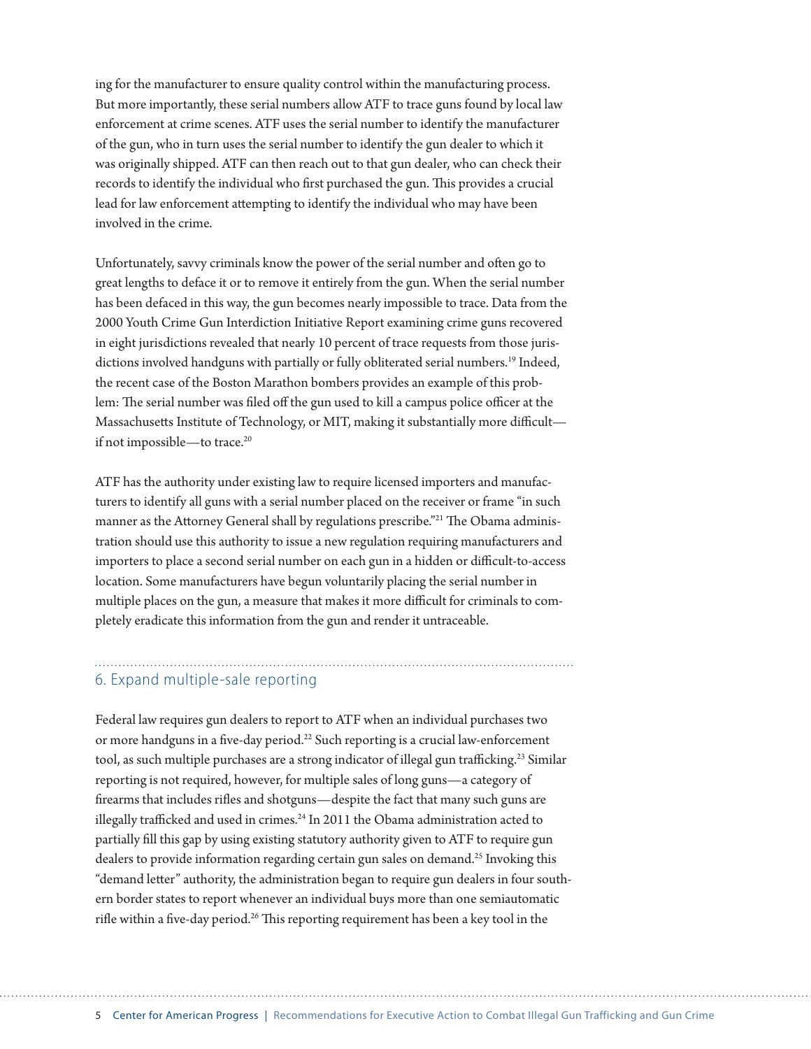ing for the manufacturer to ensure quality control within the manufacturing process. But more importantly, these serial numbers allow ATF to trace guns found by local law enforcement at crime scenes. ATF uses the serial number to identify the manufacturer of the gun, who in turn uses the serial number to identify the gun dealer to which it was originally shipped. ATF can then reach out to that gun dealer, who can check their records to identify the individual who first purchased the gun. This provides a crucial lead for law enforcement attempting to identify the individual who may have been involved in the crime.

Unfortunately, savvy criminals know the power of the serial number and often go to great lengths to deface it or to remove it entirely from the gun. When the serial number has been defaced in this way, the gun becomes nearly impossible to trace. Data from the 2000 Youth Crime Gun Interdiction Initiative Report examining crime guns recovered in eight jurisdictions revealed that nearly 10 percent of trace requests from those jurisdictions involved handguns with partially or fully obliterated serial numbers.[19] Indeed, the recent case of the Boston Marathon bombers provides an example of this problem: The serial number was filed off the gun used to kill a campus police officer at the Massachusetts Institute of Technology, or MIT, making it substantially more difficult—if not impossible—to trace.[20]

ATF has the authority under existing law to require licensed importers and manufacturers to identify all guns with a serial number placed on the receiver or frame "in such manner as the Attorney General shall by regulations prescribe."[21] The Obama administration should use this authority to issue a new regulation requiring manufacturers and importers to place a second serial number on each gun in a hidden or difficult-to-access location. Some manufacturers have begun voluntarily placing the serial number in multiple places on the gun, a measure that makes it more difficult for criminals to completely eradicate this information from the gun and render it untraceable.

## 6. Expand multiple-sale reporting

Federal law requires gun dealers to report to ATF when an individual purchases two or more handguns in a five-day period.[22] Such reporting is a crucial law-enforcement tool, as such multiple purchases are a strong indicator of illegal gun trafficking.[23] Similar reporting is not required, however, for multiple sales of long guns—a category of firearms that includes rifles and shotguns—despite the fact that many such guns are illegally trafficked and used in crimes.[24] In 2011 the Obama administration acted to partially fill this gap by using existing statutory authority given to ATF to require gun dealers to provide information regarding certain gun sales on demand.[25] Invoking this "demand letter" authority, the administration began to require gun dealers in four southern border states to report whenever an individual buys more than one semiautomatic rifle within a five-day period.[26] This reporting requirement has been a key tool in the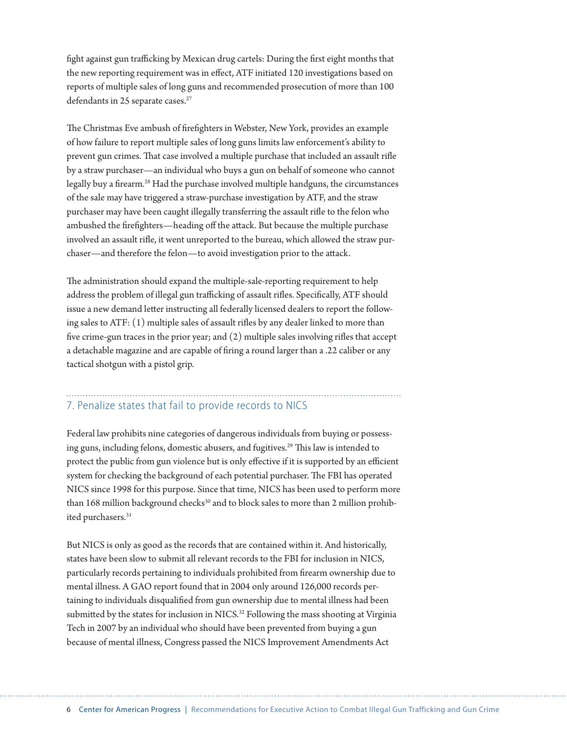fight against gun trafficking by Mexican drug cartels: During the first eight months that the new reporting requirement was in effect, ATF initiated 120 investigations based on reports of multiple sales of long guns and recommended prosecution of more than 100 defendants in 25 separate cases.[27]

The Christmas Eve ambush of firefighters in Webster, New York, provides an example of how failure to report multiple sales of long guns limits law enforcement's ability to prevent gun crimes. That case involved a multiple purchase that included an assault rifle by a straw purchaser—an individual who buys a gun on behalf of someone who cannot legally buy a firearm.[28] Had the purchase involved multiple handguns, the circumstances of the sale may have triggered a straw-purchase investigation by ATF, and the straw purchaser may have been caught illegally transferring the assault rifle to the felon who ambushed the firefighters—heading off the attack. But because the multiple purchase involved an assault rifle, it went unreported to the bureau, which allowed the straw purchaser—and therefore the felon—to avoid investigation prior to the attack.

The administration should expand the multiple-sale-reporting requirement to help address the problem of illegal gun trafficking of assault rifles. Specifically, ATF should issue a new demand letter instructing all federally licensed dealers to report the following sales to ATF: (1) multiple sales of assault rifles by any dealer linked to more than five crime-gun traces in the prior year; and (2) multiple sales involving rifles that accept a detachable magazine and are capable of firing a round larger than a .22 caliber or any tactical shotgun with a pistol grip.

## 7. Penalize states that fail to provide records to NICS

Federal law prohibits nine categories of dangerous individuals from buying or possessing guns, including felons, domestic abusers, and fugitives.[29] This law is intended to protect the public from gun violence but is only effective if it is supported by an efficient system for checking the background of each potential purchaser. The FBI has operated NICS since 1998 for this purpose. Since that time, NICS has been used to perform more than 168 million background checks[30] and to block sales to more than 2 million prohibited purchasers.[31]

But NICS is only as good as the records that are contained within it. And historically, states have been slow to submit all relevant records to the FBI for inclusion in NICS, particularly records pertaining to individuals prohibited from firearm ownership due to mental illness. A GAO report found that in 2004 only around 126,000 records pertaining to individuals disqualified from gun ownership due to mental illness had been submitted by the states for inclusion in NICS.[32] Following the mass shooting at Virginia Tech in 2007 by an individual who should have been prevented from buying a gun because of mental illness, Congress passed the NICS Improvement Amendments Act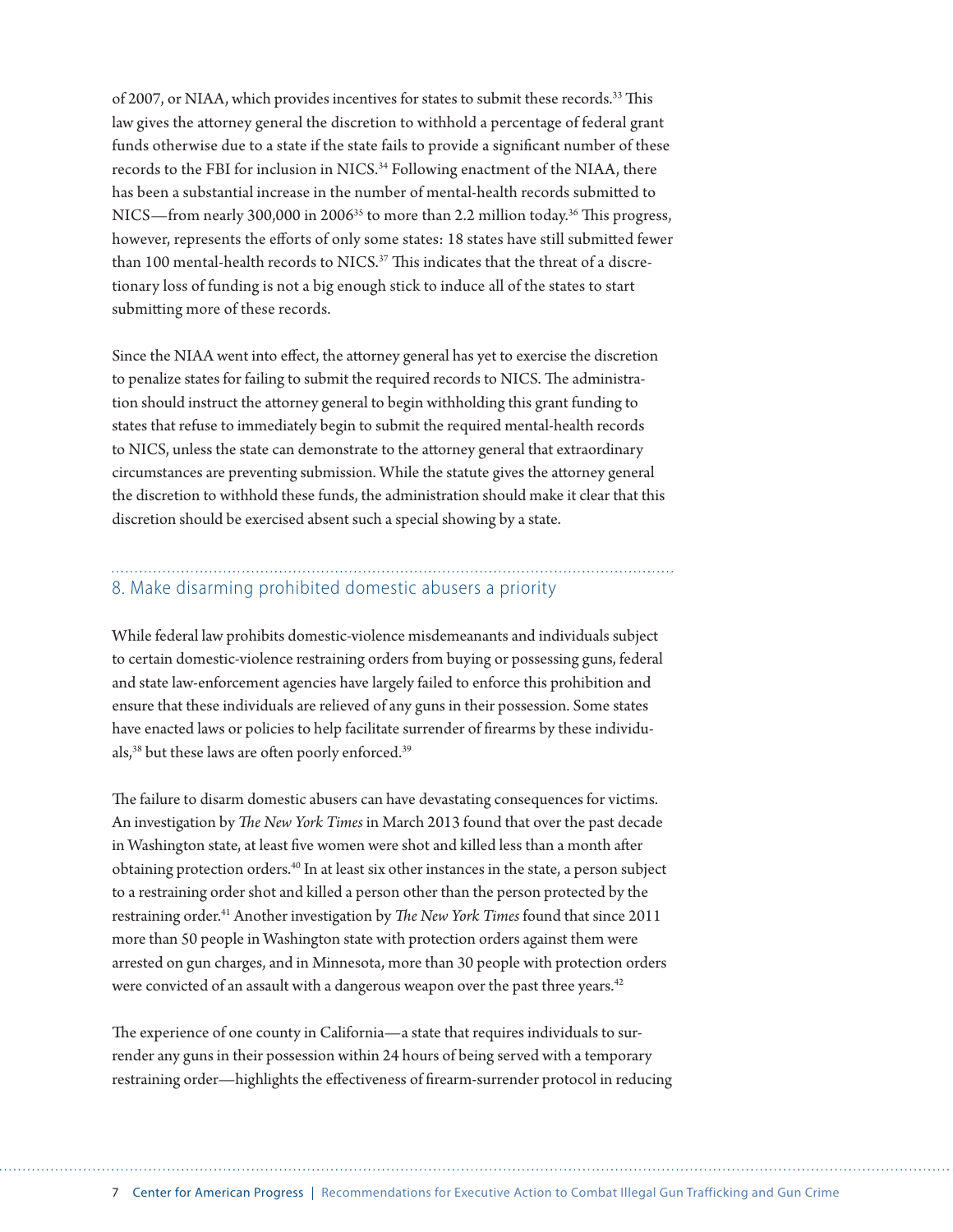of 2007, or NIAA, which provides incentives for states to submit these records.[33] This law gives the attorney general the discretion to withhold a percentage of federal grant funds otherwise due to a state if the state fails to provide a significant number of these records to the FBI for inclusion in NICS.[34] Following enactment of the NIAA, there has been a substantial increase in the number of mental-health records submitted to NICS—from nearly 300,000 in 2006[35] to more than 2.2 million today.[36] This progress, however, represents the efforts of only some states: 18 states have still submitted fewer than 100 mental-health records to NICS.[37] This indicates that the threat of a discretionary loss of funding is not a big enough stick to induce all of the states to start submitting more of these records.

Since the NIAA went into effect, the attorney general has yet to exercise the discretion to penalize states for failing to submit the required records to NICS. The administration should instruct the attorney general to begin withholding this grant funding to states that refuse to immediately begin to submit the required mental-health records to NICS, unless the state can demonstrate to the attorney general that extraordinary circumstances are preventing submission. While the statute gives the attorney general the discretion to withhold these funds, the administration should make it clear that this discretion should be exercised absent such a special showing by a state.

## 8. Make disarming prohibited domestic abusers a priority

While federal law prohibits domestic-violence misdemeanants and individuals subject to certain domestic-violence restraining orders from buying or possessing guns, federal and state law-enforcement agencies have largely failed to enforce this prohibition and ensure that these individuals are relieved of any guns in their possession. Some states have enacted laws or policies to help facilitate surrender of firearms by these individuals,[38] but these laws are often poorly enforced.[39]

The failure to disarm domestic abusers can have devastating consequences for victims. An investigation by *The New York Times* in March 2013 found that over the past decade in Washington state, at least five women were shot and killed less than a month after obtaining protection orders.[40] In at least six other instances in the state, a person subject to a restraining order shot and killed a person other than the person protected by the restraining order.[41] Another investigation by *The New York Times* found that since 2011 more than 50 people in Washington state with protection orders against them were arrested on gun charges, and in Minnesota, more than 30 people with protection orders were convicted of an assault with a dangerous weapon over the past three years.[42]

The experience of one county in California—a state that requires individuals to surrender any guns in their possession within 24 hours of being served with a temporary restraining order—highlights the effectiveness of firearm-surrender protocol in reducing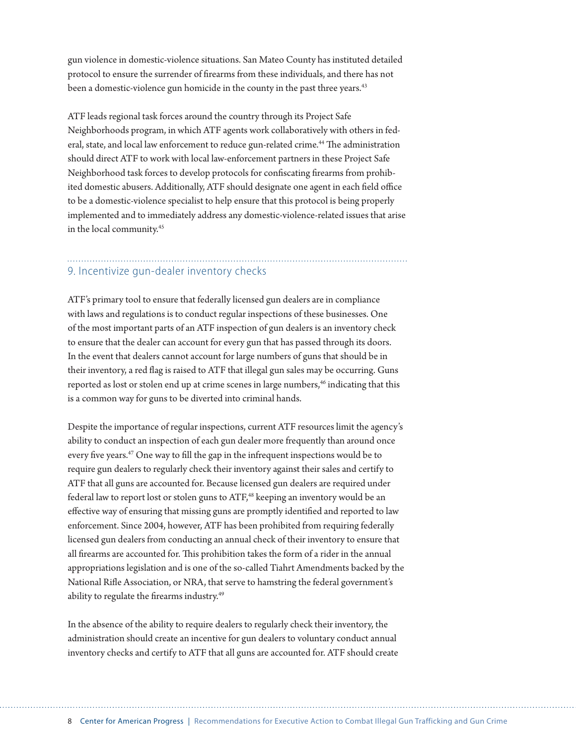gun violence in domestic-violence situations. San Mateo County has instituted detailed protocol to ensure the surrender of firearms from these individuals, and there has not been a domestic-violence gun homicide in the county in the past three years.[43]

ATF leads regional task forces around the country through its Project Safe Neighborhoods program, in which ATF agents work collaboratively with others in federal, state, and local law enforcement to reduce gun-related crime.[44] The administration should direct ATF to work with local law-enforcement partners in these Project Safe Neighborhood task forces to develop protocols for confiscating firearms from prohibited domestic abusers. Additionally, ATF should designate one agent in each field office to be a domestic-violence specialist to help ensure that this protocol is being properly implemented and to immediately address any domestic-violence-related issues that arise in the local community.[45]

## 9. Incentivize gun-dealer inventory checks

ATF's primary tool to ensure that federally licensed gun dealers are in compliance with laws and regulations is to conduct regular inspections of these businesses. One of the most important parts of an ATF inspection of gun dealers is an inventory check to ensure that the dealer can account for every gun that has passed through its doors. In the event that dealers cannot account for large numbers of guns that should be in their inventory, a red flag is raised to ATF that illegal gun sales may be occurring. Guns reported as lost or stolen end up at crime scenes in large numbers,[46] indicating that this is a common way for guns to be diverted into criminal hands.

Despite the importance of regular inspections, current ATF resources limit the agency's ability to conduct an inspection of each gun dealer more frequently than around once every five years.[47] One way to fill the gap in the infrequent inspections would be to require gun dealers to regularly check their inventory against their sales and certify to ATF that all guns are accounted for. Because licensed gun dealers are required under federal law to report lost or stolen guns to ATF,[48] keeping an inventory would be an effective way of ensuring that missing guns are promptly identified and reported to law enforcement. Since 2004, however, ATF has been prohibited from requiring federally licensed gun dealers from conducting an annual check of their inventory to ensure that all firearms are accounted for. This prohibition takes the form of a rider in the annual appropriations legislation and is one of the so-called Tiahrt Amendments backed by the National Rifle Association, or NRA, that serve to hamstring the federal government's ability to regulate the firearms industry.[49]

In the absence of the ability to require dealers to regularly check their inventory, the administration should create an incentive for gun dealers to voluntary conduct annual inventory checks and certify to ATF that all guns are accounted for. ATF should create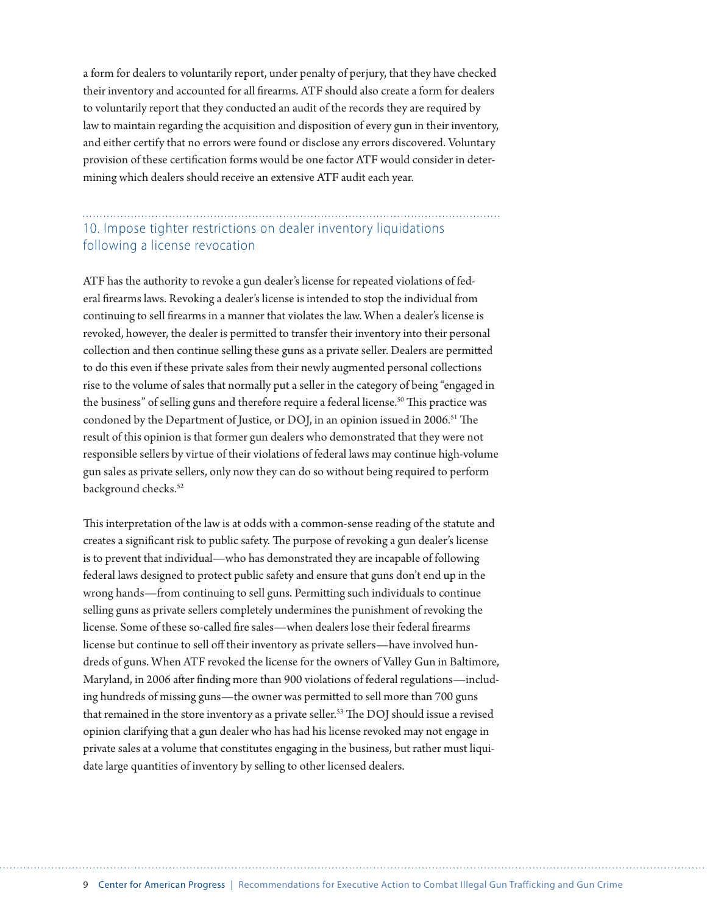a form for dealers to voluntarily report, under penalty of perjury, that they have checked their inventory and accounted for all firearms. ATF should also create a form for dealers to voluntarily report that they conducted an audit of the records they are required by law to maintain regarding the acquisition and disposition of every gun in their inventory, and either certify that no errors were found or disclose any errors discovered. Voluntary provision of these certification forms would be one factor ATF would consider in determining which dealers should receive an extensive ATF audit each year.

## 10. Impose tighter restrictions on dealer inventory liquidations following a license revocation

ATF has the authority to revoke a gun dealer's license for repeated violations of federal firearms laws. Revoking a dealer's license is intended to stop the individual from continuing to sell firearms in a manner that violates the law. When a dealer's license is revoked, however, the dealer is permitted to transfer their inventory into their personal collection and then continue selling these guns as a private seller. Dealers are permitted to do this even if these private sales from their newly augmented personal collections rise to the volume of sales that normally put a seller in the category of being "engaged in the business" of selling guns and therefore require a federal license.[50] This practice was condoned by the Department of Justice, or DOJ, in an opinion issued in 2006.[51] The result of this opinion is that former gun dealers who demonstrated that they were not responsible sellers by virtue of their violations of federal laws may continue high-volume gun sales as private sellers, only now they can do so without being required to perform background checks.[52]

This interpretation of the law is at odds with a common-sense reading of the statute and creates a significant risk to public safety. The purpose of revoking a gun dealer's license is to prevent that individual—who has demonstrated they are incapable of following federal laws designed to protect public safety and ensure that guns don't end up in the wrong hands—from continuing to sell guns. Permitting such individuals to continue selling guns as private sellers completely undermines the punishment of revoking the license. Some of these so-called fire sales—when dealers lose their federal firearms license but continue to sell off their inventory as private sellers—have involved hundreds of guns. When ATF revoked the license for the owners of Valley Gun in Baltimore, Maryland, in 2006 after finding more than 900 violations of federal regulations—including hundreds of missing guns—the owner was permitted to sell more than 700 guns that remained in the store inventory as a private seller.[53] The DOJ should issue a revised opinion clarifying that a gun dealer who has had his license revoked may not engage in private sales at a volume that constitutes engaging in the business, but rather must liquidate large quantities of inventory by selling to other licensed dealers.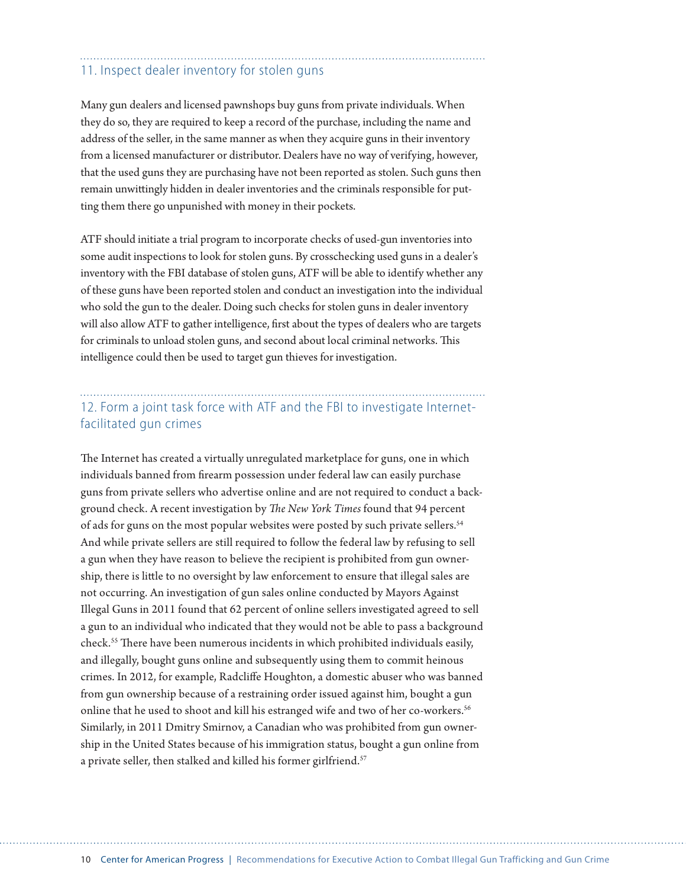## 11. Inspect dealer inventory for stolen guns

Many gun dealers and licensed pawnshops buy guns from private individuals. When they do so, they are required to keep a record of the purchase, including the name and address of the seller, in the same manner as when they acquire guns in their inventory from a licensed manufacturer or distributor. Dealers have no way of verifying, however, that the used guns they are purchasing have not been reported as stolen. Such guns then remain unwittingly hidden in dealer inventories and the criminals responsible for putting them there go unpunished with money in their pockets.

ATF should initiate a trial program to incorporate checks of used-gun inventories into some audit inspections to look for stolen guns. By crosschecking used guns in a dealer's inventory with the FBI database of stolen guns, ATF will be able to identify whether any of these guns have been reported stolen and conduct an investigation into the individual who sold the gun to the dealer. Doing such checks for stolen guns in dealer inventory will also allow ATF to gather intelligence, first about the types of dealers who are targets for criminals to unload stolen guns, and second about local criminal networks. This intelligence could then be used to target gun thieves for investigation.

## 12. Form a joint task force with ATF and the FBI to investigate Internet-facilitated gun crimes

The Internet has created a virtually unregulated marketplace for guns, one in which individuals banned from firearm possession under federal law can easily purchase guns from private sellers who advertise online and are not required to conduct a background check. A recent investigation by *The New York Times* found that 94 percent of ads for guns on the most popular websites were posted by such private sellers.[54] And while private sellers are still required to follow the federal law by refusing to sell a gun when they have reason to believe the recipient is prohibited from gun ownership, there is little to no oversight by law enforcement to ensure that illegal sales are not occurring. An investigation of gun sales online conducted by Mayors Against Illegal Guns in 2011 found that 62 percent of online sellers investigated agreed to sell a gun to an individual who indicated that they would not be able to pass a background check.[55] There have been numerous incidents in which prohibited individuals easily, and illegally, bought guns online and subsequently using them to commit heinous crimes. In 2012, for example, Radcliffe Houghton, a domestic abuser who was banned from gun ownership because of a restraining order issued against him, bought a gun online that he used to shoot and kill his estranged wife and two of her co-workers.[56] Similarly, in 2011 Dmitry Smirnov, a Canadian who was prohibited from gun ownership in the United States because of his immigration status, bought a gun online from a private seller, then stalked and killed his former girlfriend.[57]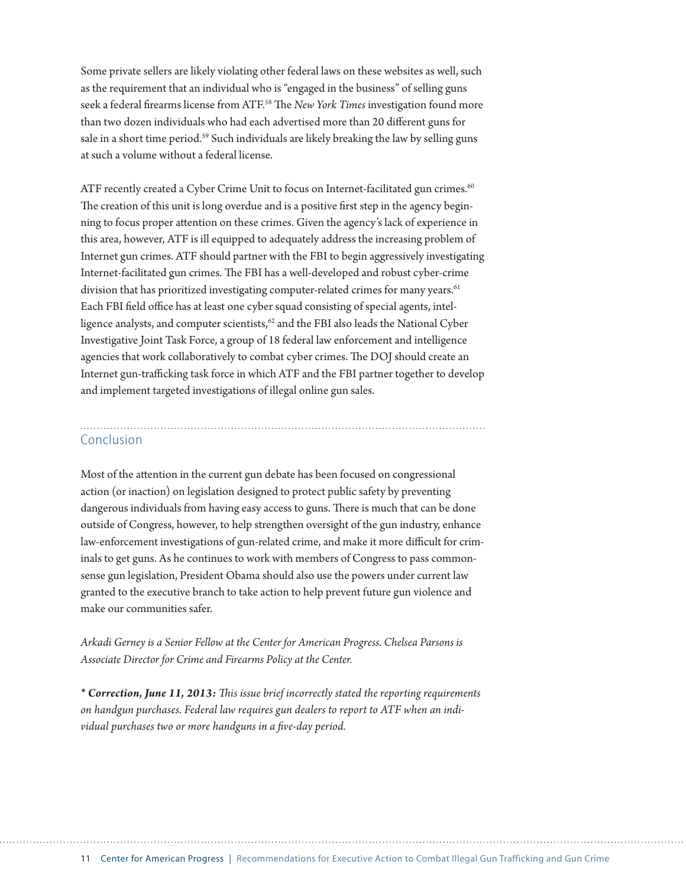Some private sellers are likely violating other federal laws on these websites as well, such as the requirement that an individual who is "engaged in the business" of selling guns seek a federal firearms license from ATF.[58] The *New York Times* investigation found more than two dozen individuals who had each advertised more than 20 different guns for sale in a short time period.[59] Such individuals are likely breaking the law by selling guns at such a volume without a federal license.

ATF recently created a Cyber Crime Unit to focus on Internet-facilitated gun crimes.[60] The creation of this unit is long overdue and is a positive first step in the agency beginning to focus proper attention on these crimes. Given the agency's lack of experience in this area, however, ATF is ill equipped to adequately address the increasing problem of Internet gun crimes. ATF should partner with the FBI to begin aggressively investigating Internet-facilitated gun crimes. The FBI has a well-developed and robust cyber-crime division that has prioritized investigating computer-related crimes for many years.[61] Each FBI field office has at least one cyber squad consisting of special agents, intelligence analysts, and computer scientists,[62] and the FBI also leads the National Cyber Investigative Joint Task Force, a group of 18 federal law enforcement and intelligence agencies that work collaboratively to combat cyber crimes. The DOJ should create an Internet gun-trafficking task force in which ATF and the FBI partner together to develop and implement targeted investigations of illegal online gun sales.

## Conclusion

Most of the attention in the current gun debate has been focused on congressional action (or inaction) on legislation designed to protect public safety by preventing dangerous individuals from having easy access to guns. There is much that can be done outside of Congress, however, to help strengthen oversight of the gun industry, enhance law-enforcement investigations of gun-related crime, and make it more difficult for criminals to get guns. As he continues to work with members of Congress to pass commonsense gun legislation, President Obama should also use the powers under current law granted to the executive branch to take action to help prevent future gun violence and make our communities safer.

*Arkadi Gerney is a Senior Fellow at the Center for American Progress. Chelsea Parsons is Associate Director for Crime and Firearms Policy at the Center.*

***\* Correction, June 11, 2013:*** *This issue brief incorrectly stated the reporting requirements on handgun purchases. Federal law requires gun dealers to report to ATF when an individual purchases two or more handguns in a five-day period.*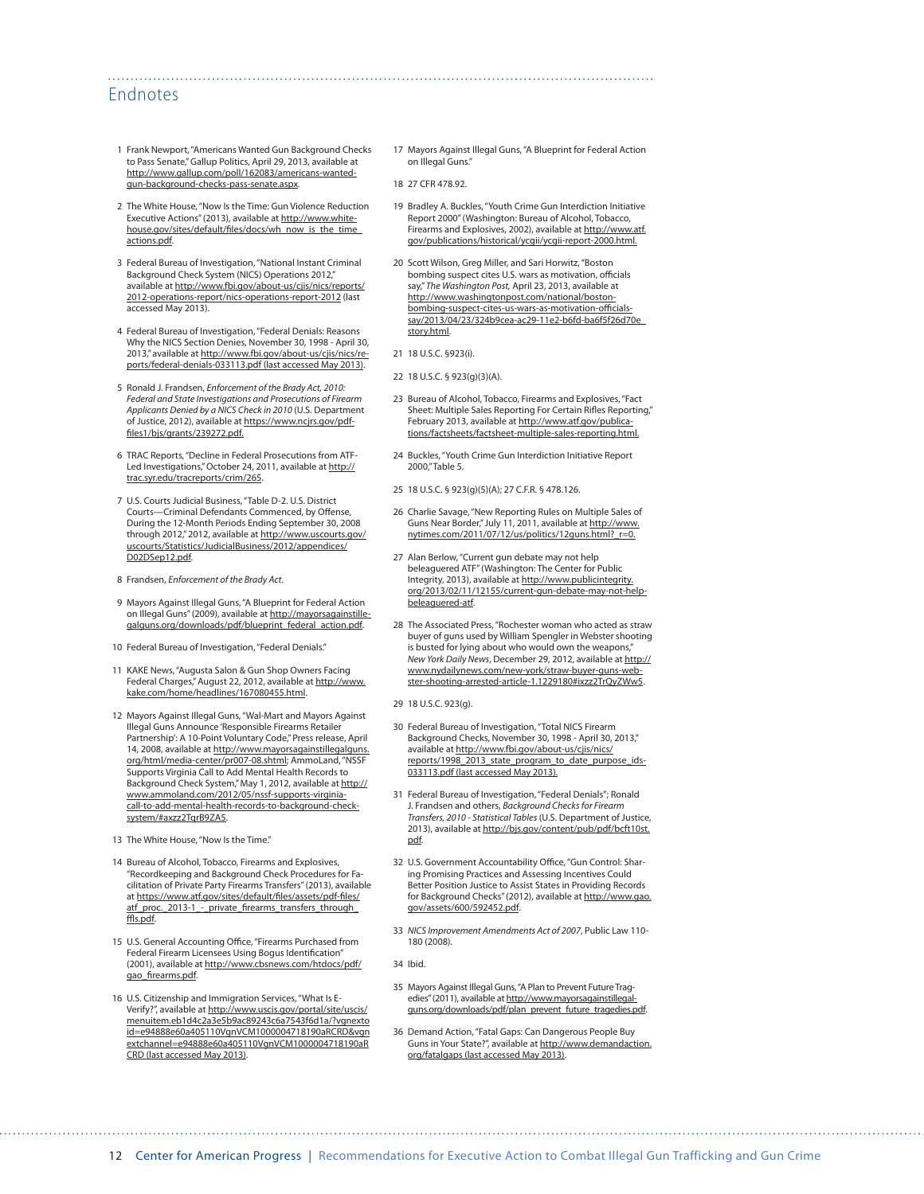## Endnotes

1. Frank Newport, "Americans Wanted Gun Background Checks to Pass Senate," Gallup Politics, April 29, 2013, available at http://www.gallup.com/poll/162083/americans-wanted-gun-background-checks-pass-senate.aspx.

2. The White House, "Now Is the Time: Gun Violence Reduction Executive Actions" (2013), available at http://www.white-house.gov/sites/default/files/docs/wh_now_is_the_time_actions.pdf.

3. Federal Bureau of Investigation, "National Instant Criminal Background Check System (NICS) Operations 2012," available at http://www.fbi.gov/about-us/cjis/nics/reports/2012-operations-report/nics-operations-report-2012 (last accessed May 2013).

4. Federal Bureau of Investigation, "Federal Denials: Reasons Why the NICS Section Denies, November 30, 1998 - April 30, 2013," available at http://www.fbi.gov/about-us/cjis/nics/reports/federal-denials-033113.pdf (last accessed May 2013).

5. Ronald J. Frandsen, *Enforcement of the Brady Act, 2010: Federal and State Investigations and Prosecutions of Firearm Applicants Denied by a NICS Check in 2010* (U.S. Department of Justice, 2012), available at https://www.ncjrs.gov/pdffiles1/bjs/grants/239272.pdf.

6. TRAC Reports, "Decline in Federal Prosecutions from ATF-Led Investigations," October 24, 2011, available at http://trac.syr.edu/tracreports/crim/265.

7. U.S. Courts Judicial Business, "Table D-2. U.S. District Courts—Criminal Defendants Commenced, by Offense, During the 12-Month Periods Ending September 30, 2008 through 2012," 2012, available at http://www.uscourts.gov/uscourts/Statistics/JudicialBusiness/2012/appendices/D02DSep12.pdf.

8. Frandsen, *Enforcement of the Brady Act*.

9. Mayors Against Illegal Guns, "A Blueprint for Federal Action on Illegal Guns" (2009), available at http://mayorsagainstillegalguns.org/downloads/pdf/blueprint_federal_action.pdf.

10. Federal Bureau of Investigation, "Federal Denials."

11. KAKE News, "Augusta Salon & Gun Shop Owners Facing Federal Charges," August 22, 2012, available at http://www.kake.com/home/headlines/167080455.html.

12. Mayors Against Illegal Guns, "Wal-Mart and Mayors Against Illegal Guns Announce 'Responsible Firearms Retailer Partnership': A 10-Point Voluntary Code," Press release, April 14, 2008, available at http://www.mayorsagainstillegalguns.org/html/media-center/pr007-08.shtml; AmmoLand, "NSSF Supports Virginia Call to Add Mental Health Records to Background Check System," May 1, 2012, available at http://www.ammoland.com/2012/05/nssf-supports-virginia-call-to-add-mental-health-records-to-background-check-system/#axzz2TqrB9ZA5.

13. The White House, "Now Is the Time."

14. Bureau of Alcohol, Tobacco, Firearms and Explosives, "Recordkeeping and Background Check Procedures for Facilitation of Private Party Firearms Transfers" (2013), available at https://www.atf.gov/sites/default/files/assets/pdf-files/atf_proc._2013-1_-_private_firearms_transfers_through_ffls.pdf.

15. U.S. General Accounting Office, "Firearms Purchased from Federal Firearm Licensees Using Bogus Identification" (2001), available at http://www.cbsnews.com/htdocs/pdf/gao_firearms.pdf.

16. U.S. Citizenship and Immigration Services, "What Is E-Verify?", available at http://www.uscis.gov/portal/site/uscis/menuitem.eb1d4c2a3e5b9ac89243c6a7543f6d1a/?vgnextoid=e94888e60a405110VgnVCM1000004718190aRCRD&vgnextchannel=e94888e60a405110VgnVCM1000004718190aRCRD (last accessed May 2013).

17. Mayors Against Illegal Guns, "A Blueprint for Federal Action on Illegal Guns."

18. 27 CFR 478.92.

19. Bradley A. Buckles, "Youth Crime Gun Interdiction Initiative Report 2000" (Washington: Bureau of Alcohol, Tobacco, Firearms and Explosives, 2002), available at http://www.atf.gov/publications/historical/ycgii/ycgii-report-2000.html.

20. Scott Wilson, Greg Miller, and Sari Horwitz, "Boston bombing suspect cites U.S. wars as motivation, officials say," *The Washington Post*, April 23, 2013, available at http://www.washingtonpost.com/national/boston-bombing-suspect-cites-us-wars-as-motivation-officials-say/2013/04/23/324b9cea-ac29-11e2-b6fd-ba6f5f26d70e_story.html.

21. 18 U.S.C. §923(i).

22. 18 U.S.C. § 923(g)(3)(A).

23. Bureau of Alcohol, Tobacco, Firearms and Explosives, "Fact Sheet: Multiple Sales Reporting For Certain Rifles Reporting," February 2013, available at http://www.atf.gov/publications/factsheets/factsheet-multiple-sales-reporting.html.

24. Buckles, "Youth Crime Gun Interdiction Initiative Report 2000," Table 5.

25. 18 U.S.C. § 923(g)(5)(A); 27 C.F.R. § 478.126.

26. Charlie Savage, "New Reporting Rules on Multiple Sales of Guns Near Border," July 11, 2011, available at http://www.nytimes.com/2011/07/12/us/politics/12guns.html?_r=0.

27. Alan Berlow, "Current gun debate may not help beleaguered ATF" (Washington: The Center for Public Integrity, 2013), available at http://www.publicintegrity.org/2013/02/11/12155/current-gun-debate-may-not-help-beleaguered-atf.

28. The Associated Press, "Rochester woman who acted as straw buyer of guns used by William Spengler in Webster shooting is busted for lying about who would own the weapons," *New York Daily News*, December 29, 2012, available at http://www.nydailynews.com/new-york/straw-buyer-guns-webster-shooting-arrested-article-1.1229180#ixzz2TrQyZWw5.

29. 18 U.S.C. 923(g).

30. Federal Bureau of Investigation, "Total NICS Firearm Background Checks, November 30, 1998 - April 30, 2013," available at http://www.fbi.gov/about-us/cjis/nics/reports/1998_2013_state_program_to_date_purpose_ids-033113.pdf (last accessed May 2013).

31. Federal Bureau of Investigation, "Federal Denials"; Ronald J. Frandsen and others, *Background Checks for Firearm Transfers, 2010 - Statistical Tables* (U.S. Department of Justice, 2013), available at http://bjs.gov/content/pub/pdf/bcft10st.pdf.

32. U.S. Government Accountability Office, "Gun Control: Sharing Promising Practices and Assessing Incentives Could Better Position Justice to Assist States in Providing Records for Background Checks" (2012), available at http://www.gao.gov/assets/600/592452.pdf.

33. *NICS Improvement Amendments Act of 2007*, Public Law 110-180 (2008).

34. Ibid.

35. Mayors Against Illegal Guns, "A Plan to Prevent Future Tragedies" (2011), available at http://www.mayorsagainstillegalguns.org/downloads/pdf/plan_prevent_future_tragedies.pdf.

36. Demand Action, "Fatal Gaps: Can Dangerous People Buy Guns in Your State?", available at http://www.demandaction.org/fatalgaps (last accessed May 2013).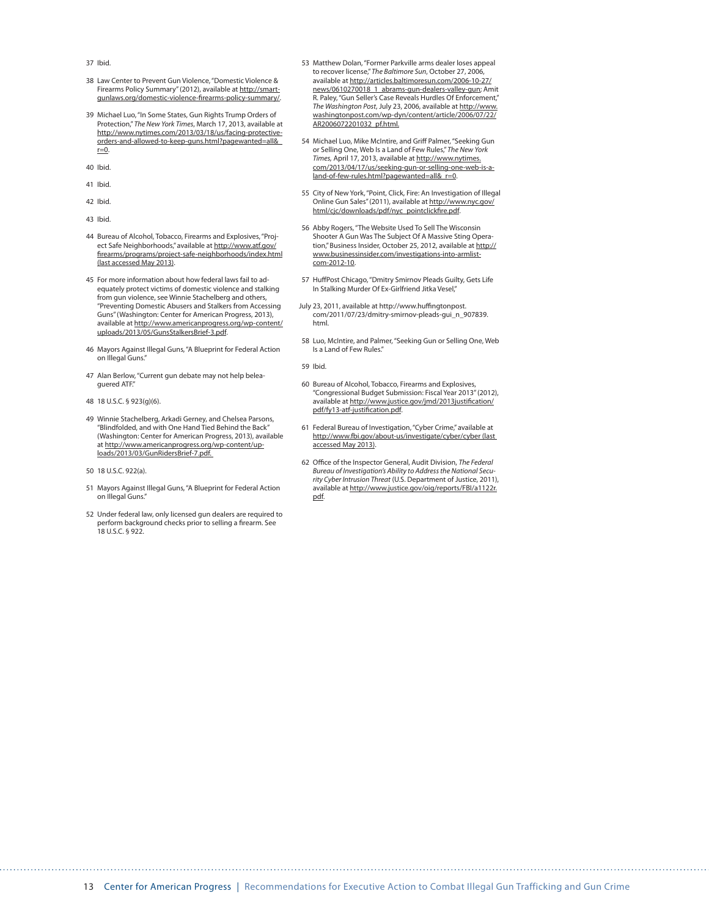37 Ibid.

38 Law Center to Prevent Gun Violence, "Domestic Violence & Firearms Policy Summary" (2012), available at http://smartgunlaws.org/domestic-violence-firearms-policy-summary/.

39 Michael Luo, "In Some States, Gun Rights Trump Orders of Protection," *The New York Times*, March 17, 2013, available at http://www.nytimes.com/2013/03/18/us/facing-protective-orders-and-allowed-to-keep-guns.html?pagewanted=all&_r=0.

40 Ibid.

41 Ibid.

42 Ibid.

43 Ibid.

44 Bureau of Alcohol, Tobacco, Firearms and Explosives, "Project Safe Neighborhoods," available at http://www.atf.gov/firearms/programs/project-safe-neighborhoods/index.html (last accessed May 2013).

45 For more information about how federal laws fail to adequately protect victims of domestic violence and stalking from gun violence, see Winnie Stachelberg and others, "Preventing Domestic Abusers and Stalkers from Accessing Guns" (Washington: Center for American Progress, 2013), available at http://www.americanprogress.org/wp-content/uploads/2013/05/GunsStalkersBrief-3.pdf.

46 Mayors Against Illegal Guns, "A Blueprint for Federal Action on Illegal Guns."

47 Alan Berlow, "Current gun debate may not help beleaguered ATF."

48 18 U.S.C. § 923(g)(6).

49 Winnie Stachelberg, Arkadi Gerney, and Chelsea Parsons, "Blindfolded, and with One Hand Tied Behind the Back" (Washington: Center for American Progress, 2013), available at http://www.americanprogress.org/wp-content/uploads/2013/03/GunRidersBrief-7.pdf.

50 18 U.S.C. 922(a).

51 Mayors Against Illegal Guns, "A Blueprint for Federal Action on Illegal Guns."

52 Under federal law, only licensed gun dealers are required to perform background checks prior to selling a firearm. See 18 U.S.C. § 922.

53 Matthew Dolan, "Former Parkville arms dealer loses appeal to recover license," *The Baltimore Sun*, October 27, 2006, available at http://articles.baltimoresun.com/2006-10-27/news/0610270018_1_abrams-gun-dealers-valley-gun; Amit R. Paley, "Gun Seller's Case Reveals Hurdles Of Enforcement," *The Washington Post*, July 23, 2006, available at http://www.washingtonpost.com/wp-dyn/content/article/2006/07/22/AR2006072201032_pf.html.

54 Michael Luo, Mike McIntire, and Griff Palmer, "Seeking Gun or Selling One, Web Is a Land of Few Rules," *The New York Times*, April 17, 2013, available at http://www.nytimes.com/2013/04/17/us/seeking-gun-or-selling-one-web-is-a-land-of-few-rules.html?pagewanted=all&_r=0.

55 City of New York, "Point, Click, Fire: An Investigation of Illegal Online Gun Sales" (2011), available at http://www.nyc.gov/html/cjc/downloads/pdf/nyc_pointclickfire.pdf.

56 Abby Rogers, "The Website Used To Sell The Wisconsin Shooter A Gun Was The Subject Of A Massive Sting Operation," Business Insider, October 25, 2012, available at http://www.businessinsider.com/investigations-into-armlist-com-2012-10.

57 HuffPost Chicago, "Dmitry Smirnov Pleads Guilty, Gets Life In Stalking Murder Of Ex-Girlfriend Jitka Vesel," July 23, 2011, available at http://www.huffingtonpost.com/2011/07/23/dmitry-smirnov-pleads-gui_n_907839.html.

58 Luo, McIntire, and Palmer, "Seeking Gun or Selling One, Web Is a Land of Few Rules."

59 Ibid.

60 Bureau of Alcohol, Tobacco, Firearms and Explosives, "Congressional Budget Submission: Fiscal Year 2013" (2012), available at http://www.justice.gov/jmd/2013justification/pdf/fy13-atf-justification.pdf.

61 Federal Bureau of Investigation, "Cyber Crime," available at http://www.fbi.gov/about-us/investigate/cyber/cyber (last accessed May 2013).

62 Office of the Inspector General, Audit Division, *The Federal Bureau of Investigation's Ability to Address the National Security Cyber Intrusion Threat* (U.S. Department of Justice, 2011), available at http://www.justice.gov/oig/reports/FBI/a1122r.pdf.